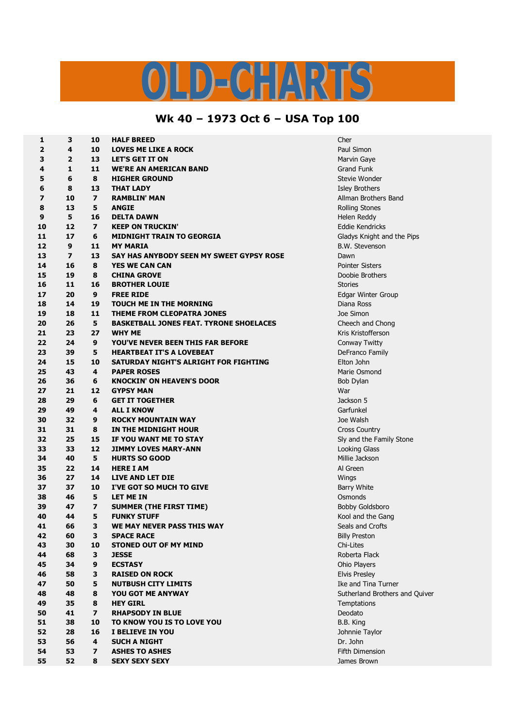# OLD-CHARTS

## Wk 40 – 1973 Oct 6 – USA Top 100

| | | | | |
|---|---|---|---|---|
| 1 | 3 | 10 | **HALF BREED** | Cher |
| 2 | 4 | 10 | **LOVES ME LIKE A ROCK** | Paul Simon |
| 3 | 2 | 13 | **LET'S GET IT ON** | Marvin Gaye |
| 4 | 1 | 11 | **WE'RE AN AMERICAN BAND** | Grand Funk |
| 5 | 6 | 8 | **HIGHER GROUND** | Stevie Wonder |
| 6 | 8 | 13 | **THAT LADY** | Isley Brothers |
| 7 | 10 | 7 | **RAMBLIN' MAN** | Allman Brothers Band |
| 8 | 13 | 5 | **ANGIE** | Rolling Stones |
| 9 | 5 | 16 | **DELTA DAWN** | Helen Reddy |
| 10 | 12 | 7 | **KEEP ON TRUCKIN'** | Eddie Kendricks |
| 11 | 17 | 6 | **MIDNIGHT TRAIN TO GEORGIA** | Gladys Knight and the Pips |
| 12 | 9 | 11 | **MY MARIA** | B.W. Stevenson |
| 13 | 7 | 13 | **SAY HAS ANYBODY SEEN MY SWEET GYPSY ROSE** | Dawn |
| 14 | 16 | 8 | **YES WE CAN CAN** | Pointer Sisters |
| 15 | 19 | 8 | **CHINA GROVE** | Doobie Brothers |
| 16 | 11 | 16 | **BROTHER LOUIE** | Stories |
| 17 | 20 | 9 | **FREE RIDE** | Edgar Winter Group |
| 18 | 14 | 19 | **TOUCH ME IN THE MORNING** | Diana Ross |
| 19 | 18 | 11 | **THEME FROM CLEOPATRA JONES** | Joe Simon |
| 20 | 26 | 5 | **BASKETBALL JONES FEAT. TYRONE SHOELACES** | Cheech and Chong |
| 21 | 23 | 27 | **WHY ME** | Kris Kristofferson |
| 22 | 24 | 9 | **YOU'VE NEVER BEEN THIS FAR BEFORE** | Conway Twitty |
| 23 | 39 | 5 | **HEARTBEAT IT'S A LOVEBEAT** | DeFranco Family |
| 24 | 15 | 10 | **SATURDAY NIGHT'S ALRIGHT FOR FIGHTING** | Elton John |
| 25 | 43 | 4 | **PAPER ROSES** | Marie Osmond |
| 26 | 36 | 6 | **KNOCKIN' ON HEAVEN'S DOOR** | Bob Dylan |
| 27 | 21 | 12 | **GYPSY MAN** | War |
| 28 | 29 | 6 | **GET IT TOGETHER** | Jackson 5 |
| 29 | 49 | 4 | **ALL I KNOW** | Garfunkel |
| 30 | 32 | 9 | **ROCKY MOUNTAIN WAY** | Joe Walsh |
| 31 | 31 | 8 | **IN THE MIDNIGHT HOUR** | Cross Country |
| 32 | 25 | 15 | **IF YOU WANT ME TO STAY** | Sly and the Family Stone |
| 33 | 33 | 12 | **JIMMY LOVES MARY-ANN** | Looking Glass |
| 34 | 40 | 5 | **HURTS SO GOOD** | Millie Jackson |
| 35 | 22 | 14 | **HERE I AM** | Al Green |
| 36 | 27 | 14 | **LIVE AND LET DIE** | Wings |
| 37 | 37 | 10 | **I'VE GOT SO MUCH TO GIVE** | Barry White |
| 38 | 46 | 5 | **LET ME IN** | Osmonds |
| 39 | 47 | 7 | **SUMMER (THE FIRST TIME)** | Bobby Goldsboro |
| 40 | 44 | 5 | **FUNKY STUFF** | Kool and the Gang |
| 41 | 66 | 3 | **WE MAY NEVER PASS THIS WAY** | Seals and Crofts |
| 42 | 60 | 3 | **SPACE RACE** | Billy Preston |
| 43 | 30 | 10 | **STONED OUT OF MY MIND** | Chi-Lites |
| 44 | 68 | 3 | **JESSE** | Roberta Flack |
| 45 | 34 | 9 | **ECSTASY** | Ohio Players |
| 46 | 58 | 3 | **RAISED ON ROCK** | Elvis Presley |
| 47 | 50 | 5 | **NUTBUSH CITY LIMITS** | Ike and Tina Turner |
| 48 | 48 | 8 | **YOU GOT ME ANYWAY** | Sutherland Brothers and Quiver |
| 49 | 35 | 8 | **HEY GIRL** | Temptations |
| 50 | 41 | 7 | **RHAPSODY IN BLUE** | Deodato |
| 51 | 38 | 10 | **TO KNOW YOU IS TO LOVE YOU** | B.B. King |
| 52 | 28 | 16 | **I BELIEVE IN YOU** | Johnnie Taylor |
| 53 | 56 | 4 | **SUCH A NIGHT** | Dr. John |
| 54 | 53 | 7 | **ASHES TO ASHES** | Fifth Dimension |
| 55 | 52 | 8 | **SEXY SEXY SEXY** | James Brown |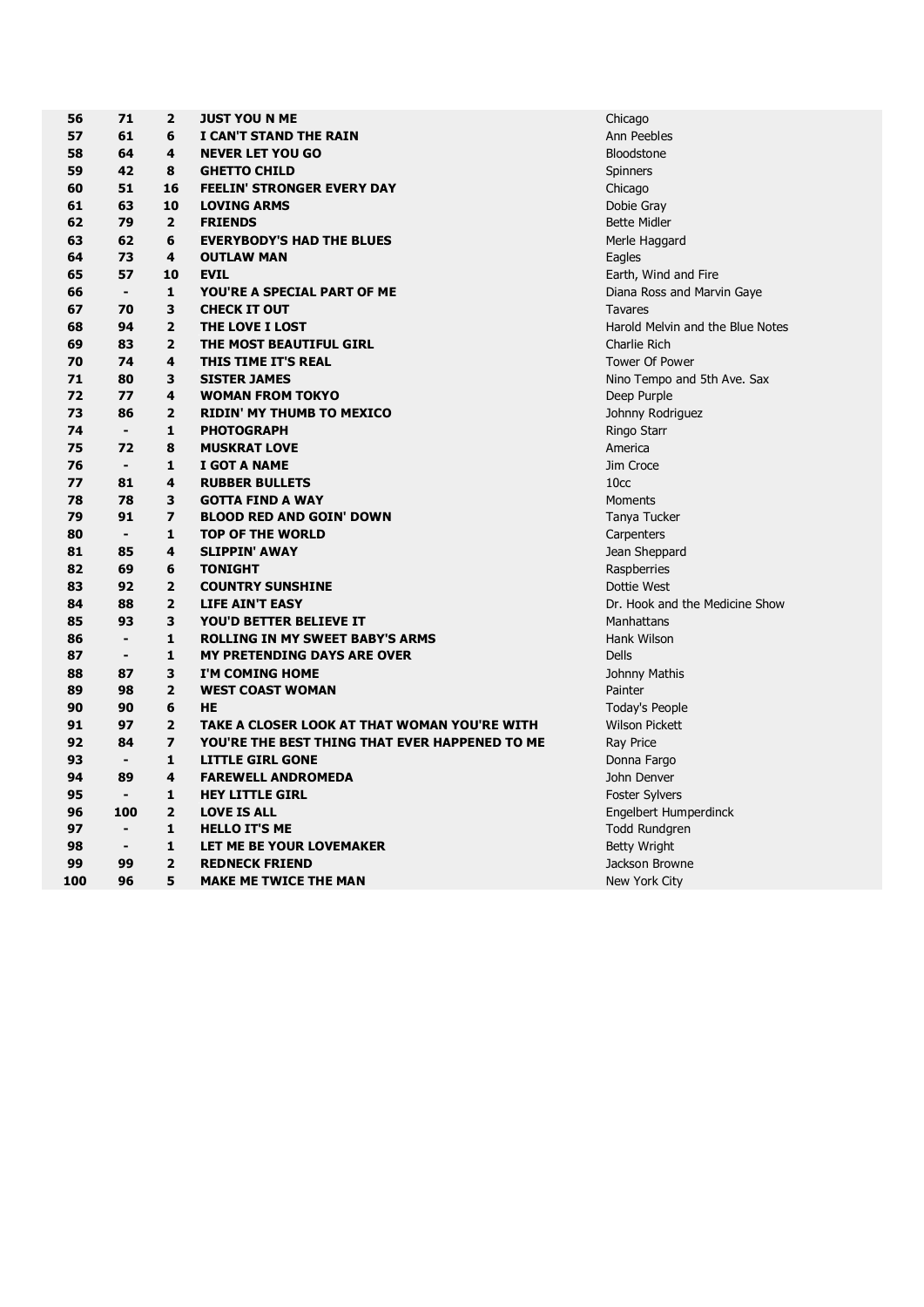| | | | | |
|---|---|---|---|---|
| **56** | **71** | **2** | **JUST YOU N ME** | Chicago |
| **57** | **61** | **6** | **I CAN'T STAND THE RAIN** | Ann Peebles |
| **58** | **64** | **4** | **NEVER LET YOU GO** | Bloodstone |
| **59** | **42** | **8** | **GHETTO CHILD** | Spinners |
| **60** | **51** | **16** | **FEELIN' STRONGER EVERY DAY** | Chicago |
| **61** | **63** | **10** | **LOVING ARMS** | Dobie Gray |
| **62** | **79** | **2** | **FRIENDS** | Bette Midler |
| **63** | **62** | **6** | **EVERYBODY'S HAD THE BLUES** | Merle Haggard |
| **64** | **73** | **4** | **OUTLAW MAN** | Eagles |
| **65** | **57** | **10** | **EVIL** | Earth, Wind and Fire |
| **66** | **-** | **1** | **YOU'RE A SPECIAL PART OF ME** | Diana Ross and Marvin Gaye |
| **67** | **70** | **3** | **CHECK IT OUT** | Tavares |
| **68** | **94** | **2** | **THE LOVE I LOST** | Harold Melvin and the Blue Notes |
| **69** | **83** | **2** | **THE MOST BEAUTIFUL GIRL** | Charlie Rich |
| **70** | **74** | **4** | **THIS TIME IT'S REAL** | Tower Of Power |
| **71** | **80** | **3** | **SISTER JAMES** | Nino Tempo and 5th Ave. Sax |
| **72** | **77** | **4** | **WOMAN FROM TOKYO** | Deep Purple |
| **73** | **86** | **2** | **RIDIN' MY THUMB TO MEXICO** | Johnny Rodriguez |
| **74** | **-** | **1** | **PHOTOGRAPH** | Ringo Starr |
| **75** | **72** | **8** | **MUSKRAT LOVE** | America |
| **76** | **-** | **1** | **I GOT A NAME** | Jim Croce |
| **77** | **81** | **4** | **RUBBER BULLETS** | 10cc |
| **78** | **78** | **3** | **GOTTA FIND A WAY** | Moments |
| **79** | **91** | **7** | **BLOOD RED AND GOIN' DOWN** | Tanya Tucker |
| **80** | **-** | **1** | **TOP OF THE WORLD** | Carpenters |
| **81** | **85** | **4** | **SLIPPIN' AWAY** | Jean Sheppard |
| **82** | **69** | **6** | **TONIGHT** | Raspberries |
| **83** | **92** | **2** | **COUNTRY SUNSHINE** | Dottie West |
| **84** | **88** | **2** | **LIFE AIN'T EASY** | Dr. Hook and the Medicine Show |
| **85** | **93** | **3** | **YOU'D BETTER BELIEVE IT** | Manhattans |
| **86** | **-** | **1** | **ROLLING IN MY SWEET BABY'S ARMS** | Hank Wilson |
| **87** | **-** | **1** | **MY PRETENDING DAYS ARE OVER** | Dells |
| **88** | **87** | **3** | **I'M COMING HOME** | Johnny Mathis |
| **89** | **98** | **2** | **WEST COAST WOMAN** | Painter |
| **90** | **90** | **6** | **HE** | Today's People |
| **91** | **97** | **2** | **TAKE A CLOSER LOOK AT THAT WOMAN YOU'RE WITH** | Wilson Pickett |
| **92** | **84** | **7** | **YOU'RE THE BEST THING THAT EVER HAPPENED TO ME** | Ray Price |
| **93** | **-** | **1** | **LITTLE GIRL GONE** | Donna Fargo |
| **94** | **89** | **4** | **FAREWELL ANDROMEDA** | John Denver |
| **95** | **-** | **1** | **HEY LITTLE GIRL** | Foster Sylvers |
| **96** | **100** | **2** | **LOVE IS ALL** | Engelbert Humperdinck |
| **97** | **-** | **1** | **HELLO IT'S ME** | Todd Rundgren |
| **98** | **-** | **1** | **LET ME BE YOUR LOVEMAKER** | Betty Wright |
| **99** | **99** | **2** | **REDNECK FRIEND** | Jackson Browne |
| **100** | **96** | **5** | **MAKE ME TWICE THE MAN** | New York City |